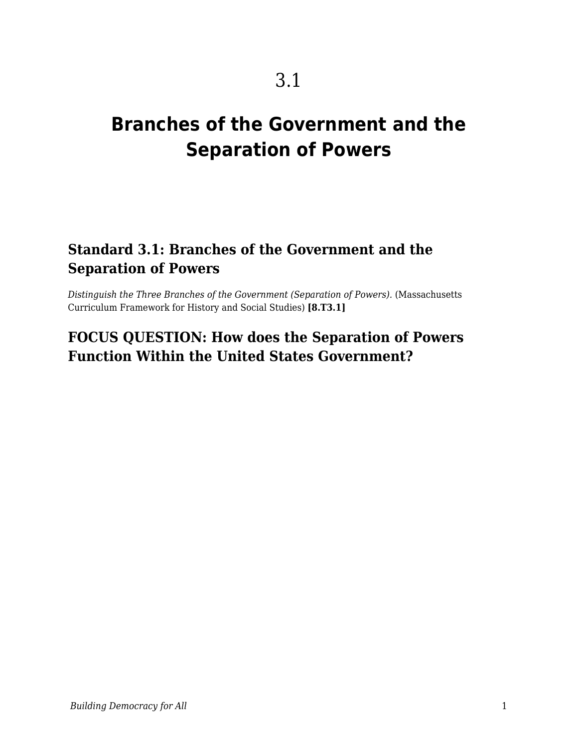# 3.1

# Branches of the Government and the Separation of Powers

## Standard 3.1: Branches of the Government and the Separation of Powers

*Distinguish the Three Branches of the Government (Separation of Powers).* (Massachusetts Curriculum Framework for History and Social Studies) **[8.T3.1]**

## FOCUS QUESTION: How does the Separation of Powers Function Within the United States Government?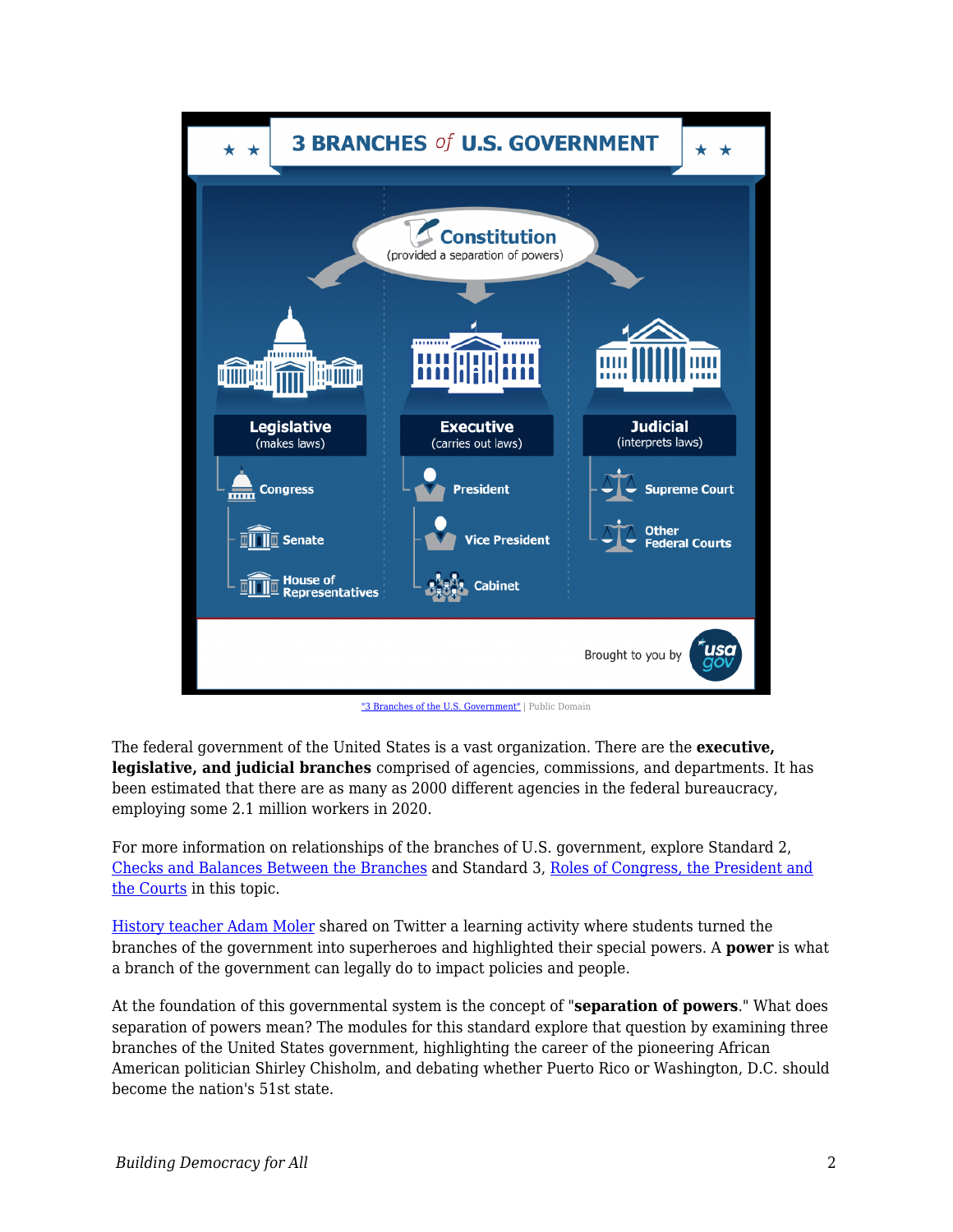"3 Branches of the U.S. Government" | Public Domain

The federal government of the United States is a vast organization. There are the **executive, legislative, and judicial branches** comprised of agencies, commissions, and departments. It has been estimated that there are as many as 2000 different agencies in the federal bureaucracy, employing some 2.1 million workers in 2020.

For more information on relationships of the branches of U.S. government, explore Standard 2, Checks and Balances Between the Branches and Standard 3, Roles of Congress, the President and the Courts in this topic.

History teacher Adam Moler shared on Twitter a learning activity where students turned the branches of the government into superheroes and highlighted their special powers. A **power** is what a branch of the government can legally do to impact policies and people.

At the foundation of this governmental system is the concept of "**separation of powers**." What does separation of powers mean? The modules for this standard explore that question by examining three branches of the United States government, highlighting the career of the pioneering African American politician Shirley Chisholm, and debating whether Puerto Rico or Washington, D.C. should become the nation's 51st state.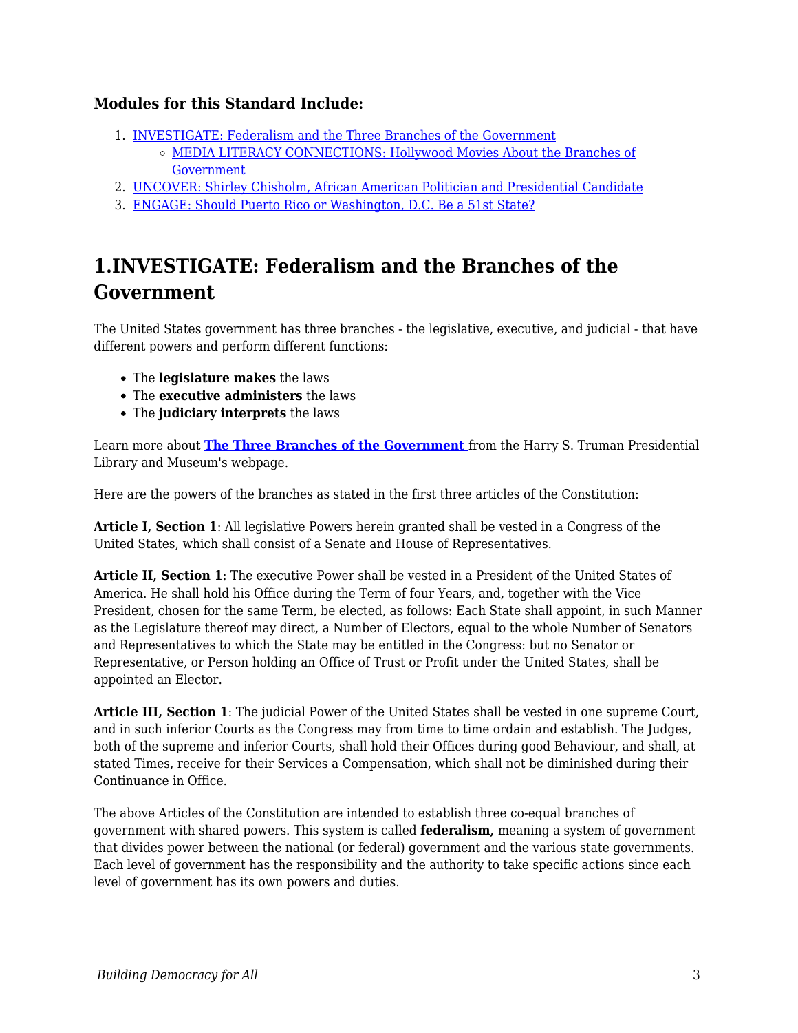### Modules for this Standard Include:

1. [INVESTIGATE: Federalism and the Three Branches of the Government]()
   - [MEDIA LITERACY CONNECTIONS: Hollywood Movies About the Branches of Government]()
2. [UNCOVER: Shirley Chisholm, African American Politician and Presidential Candidate]()
3. [ENGAGE: Should Puerto Rico or Washington, D.C. Be a 51st State?]()

## 1.INVESTIGATE: Federalism and the Branches of the Government

The United States government has three branches - the legislative, executive, and judicial - that have different powers and perform different functions:

- The **legislature makes** the laws
- The **executive administers** the laws
- The **judiciary interprets** the laws

Learn more about **[The Three Branches of the Government]()** from the Harry S. Truman Presidential Library and Museum's webpage.

Here are the powers of the branches as stated in the first three articles of the Constitution:

**Article I, Section 1**: All legislative Powers herein granted shall be vested in a Congress of the United States, which shall consist of a Senate and House of Representatives.

**Article II, Section 1**: The executive Power shall be vested in a President of the United States of America. He shall hold his Office during the Term of four Years, and, together with the Vice President, chosen for the same Term, be elected, as follows: Each State shall appoint, in such Manner as the Legislature thereof may direct, a Number of Electors, equal to the whole Number of Senators and Representatives to which the State may be entitled in the Congress: but no Senator or Representative, or Person holding an Office of Trust or Profit under the United States, shall be appointed an Elector.

**Article III, Section 1**: The judicial Power of the United States shall be vested in one supreme Court, and in such inferior Courts as the Congress may from time to time ordain and establish. The Judges, both of the supreme and inferior Courts, shall hold their Offices during good Behaviour, and shall, at stated Times, receive for their Services a Compensation, which shall not be diminished during their Continuance in Office.

The above Articles of the Constitution are intended to establish three co-equal branches of government with shared powers. This system is called **federalism,** meaning a system of government that divides power between the national (or federal) government and the various state governments. Each level of government has the responsibility and the authority to take specific actions since each level of government has its own powers and duties.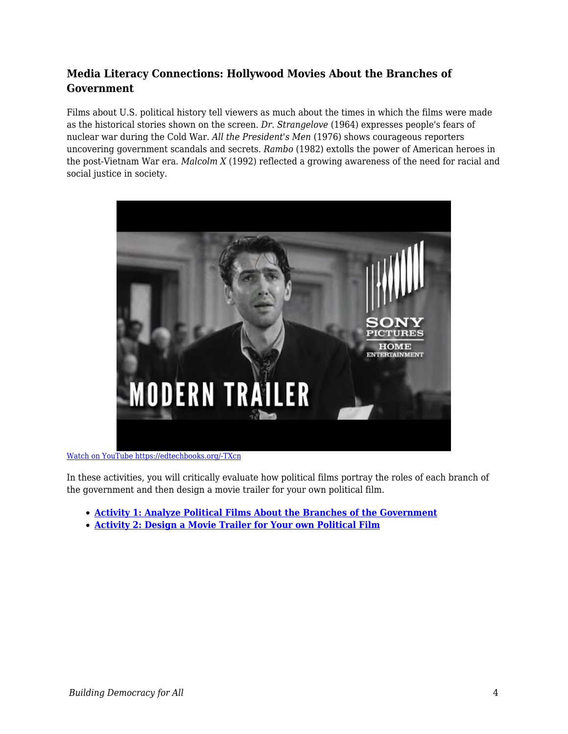### Media Literacy Connections: Hollywood Movies About the Branches of Government

Films about U.S. political history tell viewers as much about the times in which the films were made as the historical stories shown on the screen. *Dr. Strangelove* (1964) expresses people's fears of nuclear war during the Cold War. *All the President's Men* (1976) shows courageous reporters uncovering government scandals and secrets. *Rambo* (1982) extolls the power of American heroes in the post-Vietnam War era. *Malcolm X* (1992) reflected a growing awareness of the need for racial and social justice in society.

[Watch on YouTube https://edtechbooks.org/-TXcn](https://edtechbooks.org/-TXcn)

In these activities, you will critically evaluate how political films portray the roles of each branch of the government and then design a movie trailer for your own political film.

- **Activity 1: Analyze Political Films About the Branches of the Government**
- **Activity 2: Design a Movie Trailer for Your own Political Film**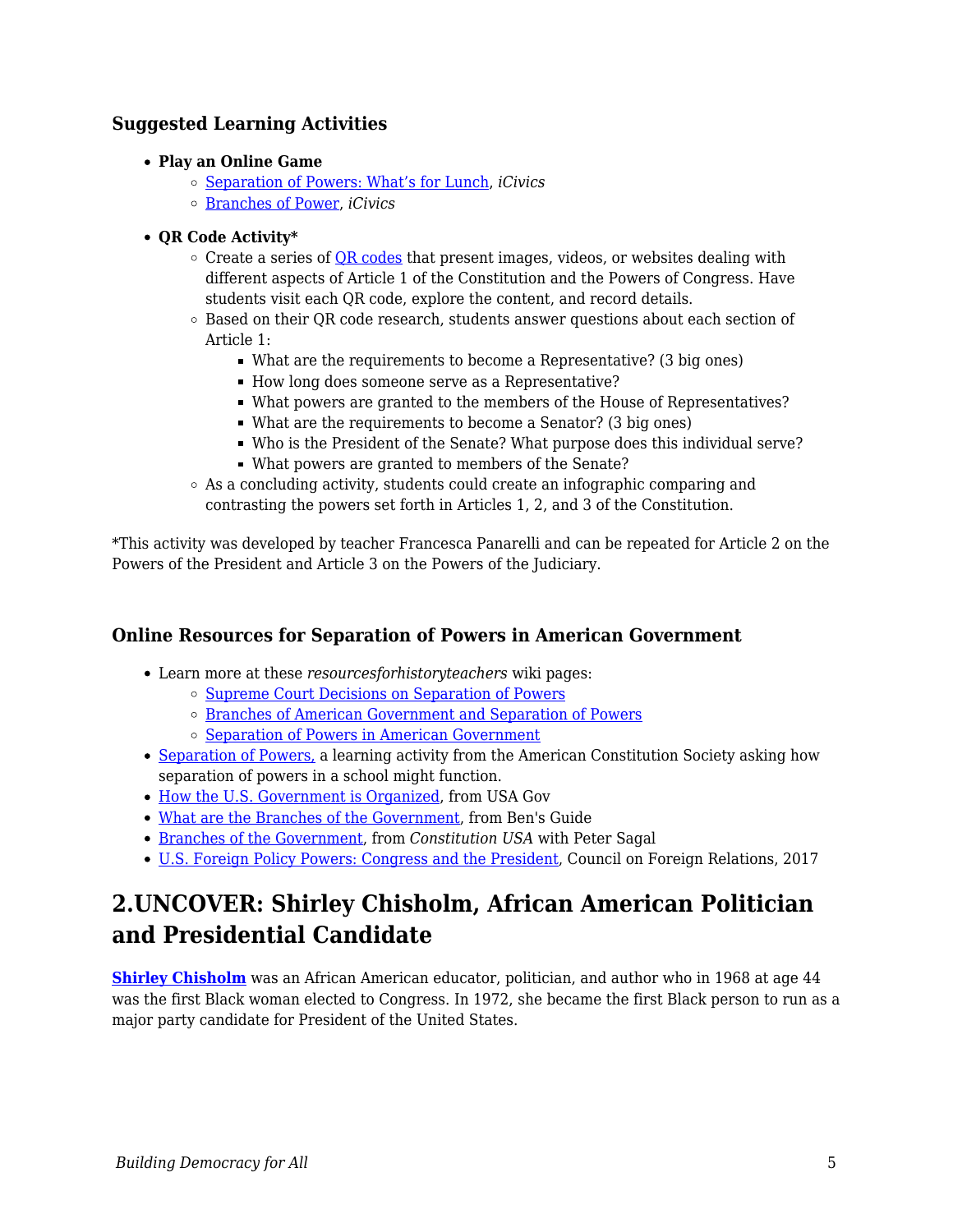### Suggested Learning Activities

- **Play an Online Game**
  - Separation of Powers: What's for Lunch, *iCivics*
  - Branches of Power, *iCivics*
- **QR Code Activity***
  - Create a series of QR codes that present images, videos, or websites dealing with different aspects of Article 1 of the Constitution and the Powers of Congress. Have students visit each QR code, explore the content, and record details.
  - Based on their QR code research, students answer questions about each section of Article 1:
    - What are the requirements to become a Representative? (3 big ones)
    - How long does someone serve as a Representative?
    - What powers are granted to the members of the House of Representatives?
    - What are the requirements to become a Senator? (3 big ones)
    - Who is the President of the Senate? What purpose does this individual serve?
    - What powers are granted to members of the Senate?
  - As a concluding activity, students could create an infographic comparing and contrasting the powers set forth in Articles 1, 2, and 3 of the Constitution.

*This activity was developed by teacher Francesca Panarelli and can be repeated for Article 2 on the Powers of the President and Article 3 on the Powers of the Judiciary.

### Online Resources for Separation of Powers in American Government

- Learn more at these *resourcesforhistoryteachers* wiki pages:
  - Supreme Court Decisions on Separation of Powers
  - Branches of American Government and Separation of Powers
  - Separation of Powers in American Government
- Separation of Powers, a learning activity from the American Constitution Society asking how separation of powers in a school might function.
- How the U.S. Government is Organized, from USA Gov
- What are the Branches of the Government, from Ben's Guide
- Branches of the Government, from *Constitution USA* with Peter Sagal
- U.S. Foreign Policy Powers: Congress and the President, Council on Foreign Relations, 2017

## 2.UNCOVER: Shirley Chisholm, African American Politician and Presidential Candidate

**Shirley Chisholm** was an African American educator, politician, and author who in 1968 at age 44 was the first Black woman elected to Congress. In 1972, she became the first Black person to run as a major party candidate for President of the United States.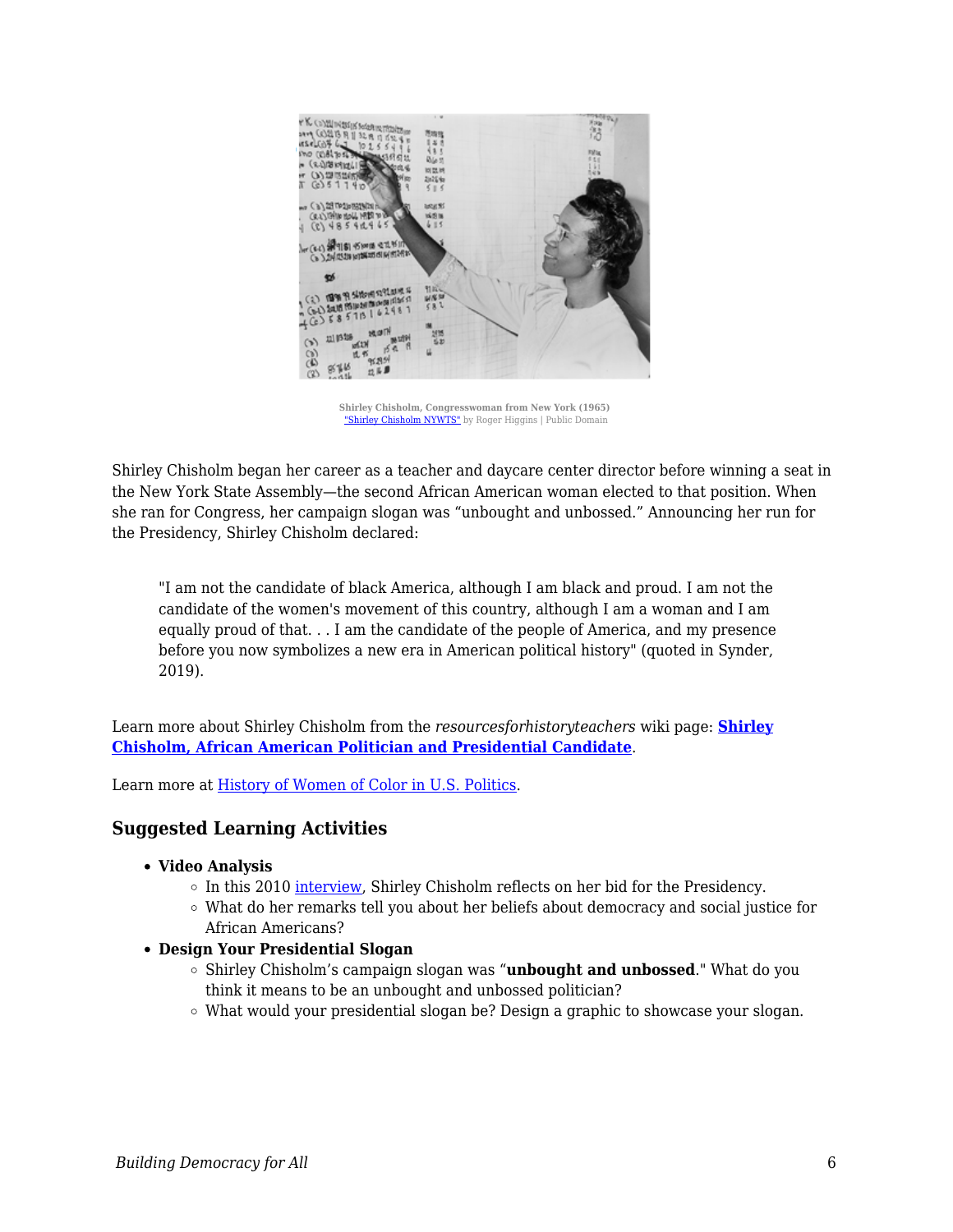Shirley Chisholm, Congresswoman from New York (1965)
"Shirley Chisholm NYWTS" by Roger Higgins | Public Domain

Shirley Chisholm began her career as a teacher and daycare center director before winning a seat in the New York State Assembly—the second African American woman elected to that position. When she ran for Congress, her campaign slogan was "unbought and unbossed." Announcing her run for the Presidency, Shirley Chisholm declared:

> "I am not the candidate of black America, although I am black and proud. I am not the candidate of the women's movement of this country, although I am a woman and I am equally proud of that. . . I am the candidate of the people of America, and my presence before you now symbolizes a new era in American political history" (quoted in Synder, 2019).

Learn more about Shirley Chisholm from the *resourcesforhistoryteachers* wiki page: **Shirley Chisholm, African American Politician and Presidential Candidate**.

Learn more at History of Women of Color in U.S. Politics.

### Suggested Learning Activities

- **Video Analysis**
  - In this 2010 interview, Shirley Chisholm reflects on her bid for the Presidency.
  - What do her remarks tell you about her beliefs about democracy and social justice for African Americans?
- **Design Your Presidential Slogan**
  - Shirley Chisholm's campaign slogan was "**unbought and unbossed**." What do you think it means to be an unbought and unbossed politician?
  - What would your presidential slogan be? Design a graphic to showcase your slogan.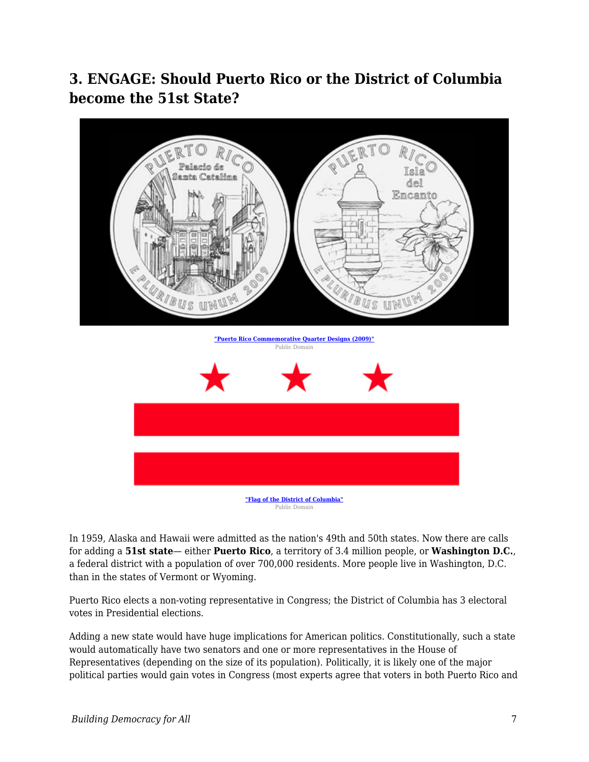## 3. ENGAGE: Should Puerto Rico or the District of Columbia become the 51st State?

"Puerto Rico Commemorative Quarter Designs (2009)"
Public Domain

"Flag of the District of Columbia"
Public Domain

In 1959, Alaska and Hawaii were admitted as the nation's 49th and 50th states. Now there are calls for adding a **51st state**— either **Puerto Rico**, a territory of 3.4 million people, or **Washington D.C.**, a federal district with a population of over 700,000 residents. More people live in Washington, D.C. than in the states of Vermont or Wyoming.

Puerto Rico elects a non-voting representative in Congress; the District of Columbia has 3 electoral votes in Presidential elections.

Adding a new state would have huge implications for American politics. Constitutionally, such a state would automatically have two senators and one or more representatives in the House of Representatives (depending on the size of its population). Politically, it is likely one of the major political parties would gain votes in Congress (most experts agree that voters in both Puerto Rico and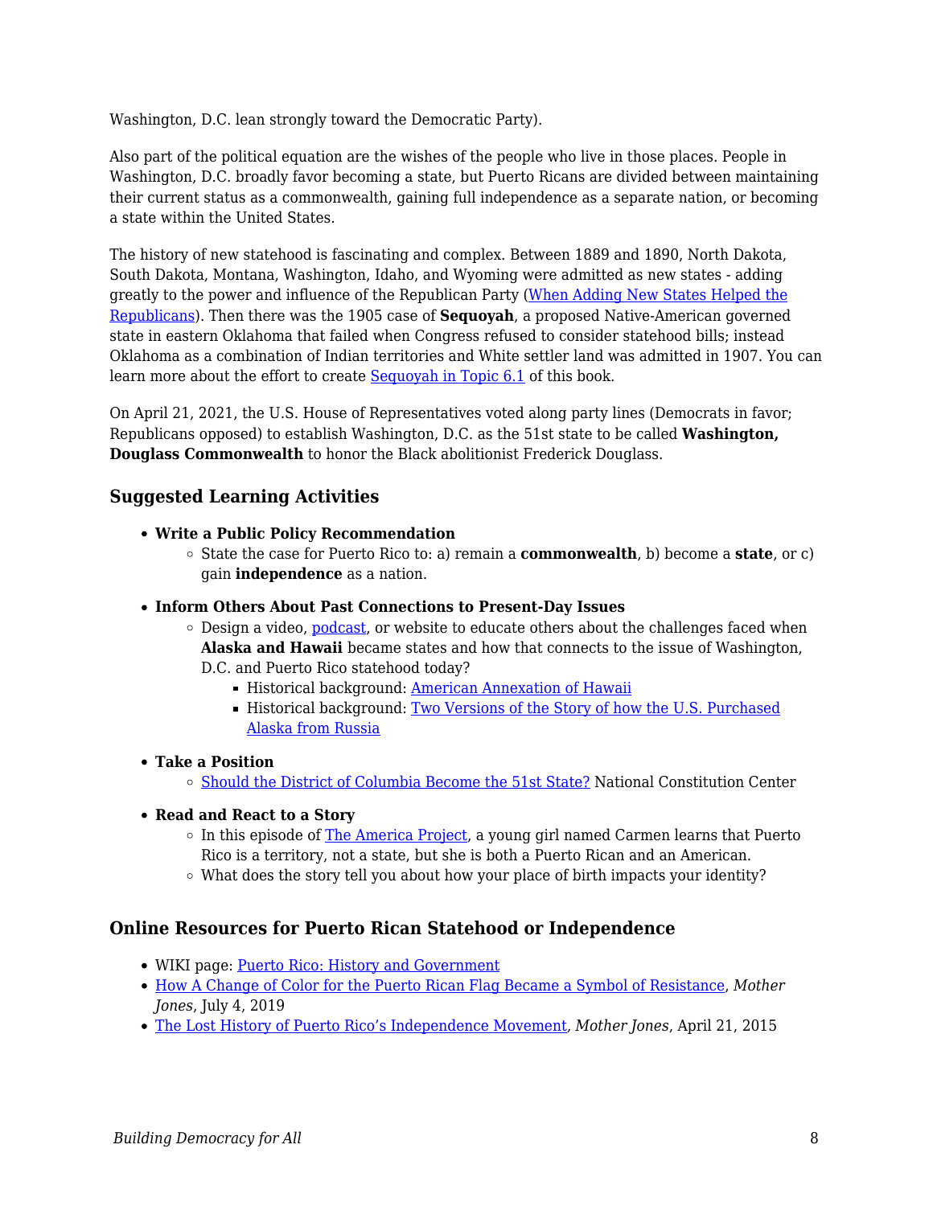Washington, D.C. lean strongly toward the Democratic Party).

Also part of the political equation are the wishes of the people who live in those places. People in Washington, D.C. broadly favor becoming a state, but Puerto Ricans are divided between maintaining their current status as a commonwealth, gaining full independence as a separate nation, or becoming a state within the United States.

The history of new statehood is fascinating and complex. Between 1889 and 1890, North Dakota, South Dakota, Montana, Washington, Idaho, and Wyoming were admitted as new states - adding greatly to the power and influence of the Republican Party (When Adding New States Helped the Republicans). Then there was the 1905 case of **Sequoyah**, a proposed Native-American governed state in eastern Oklahoma that failed when Congress refused to consider statehood bills; instead Oklahoma as a combination of Indian territories and White settler land was admitted in 1907. You can learn more about the effort to create Sequoyah in Topic 6.1 of this book.

On April 21, 2021, the U.S. House of Representatives voted along party lines (Democrats in favor; Republicans opposed) to establish Washington, D.C. as the 51st state to be called **Washington, Douglass Commonwealth** to honor the Black abolitionist Frederick Douglass.

### Suggested Learning Activities

- **Write a Public Policy Recommendation**
  - State the case for Puerto Rico to: a) remain a **commonwealth**, b) become a **state**, or c) gain **independence** as a nation.
- **Inform Others About Past Connections to Present-Day Issues**
  - Design a video, podcast, or website to educate others about the challenges faced when **Alaska and Hawaii** became states and how that connects to the issue of Washington, D.C. and Puerto Rico statehood today?
    - Historical background: American Annexation of Hawaii
    - Historical background: Two Versions of the Story of how the U.S. Purchased Alaska from Russia
- **Take a Position**
  - Should the District of Columbia Become the 51st State? National Constitution Center
- **Read and React to a Story**
  - In this episode of The America Project, a young girl named Carmen learns that Puerto Rico is a territory, not a state, but she is both a Puerto Rican and an American.
  - What does the story tell you about how your place of birth impacts your identity?

### Online Resources for Puerto Rican Statehood or Independence

- WIKI page: Puerto Rico: History and Government
- How A Change of Color for the Puerto Rican Flag Became a Symbol of Resistance, *Mother Jones*, July 4, 2019
- The Lost History of Puerto Rico's Independence Movement*, Mother Jones*, April 21, 2015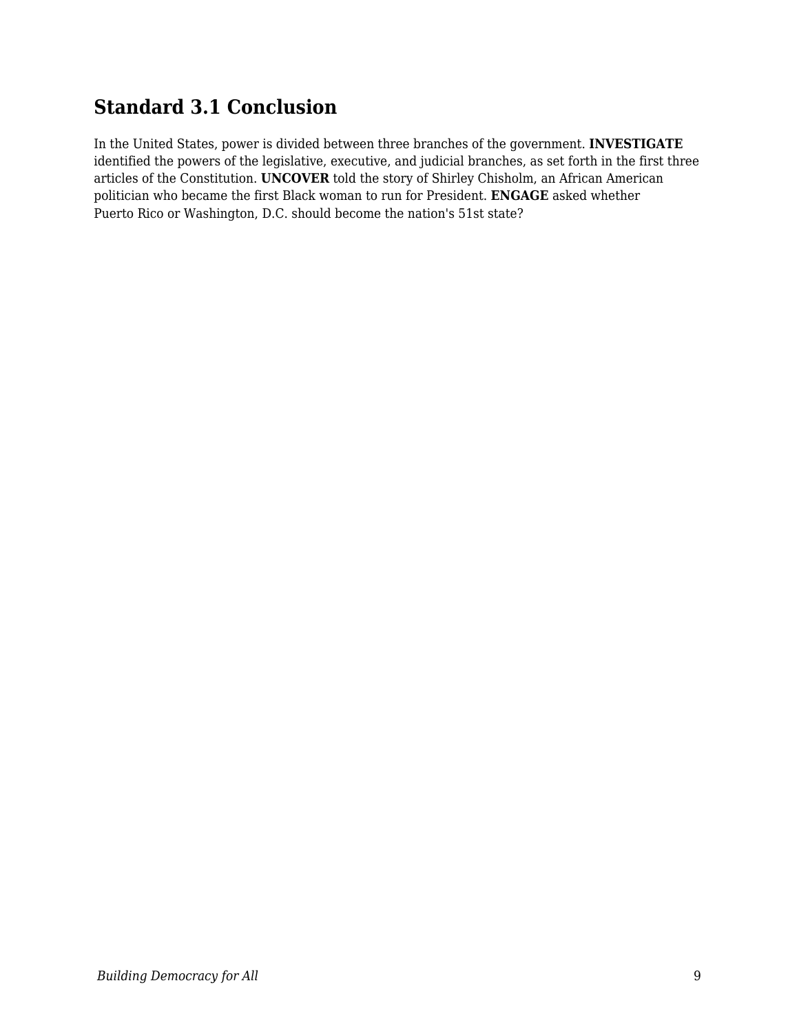## Standard 3.1 Conclusion

In the United States, power is divided between three branches of the government. **INVESTIGATE** identified the powers of the legislative, executive, and judicial branches, as set forth in the first three articles of the Constitution. **UNCOVER** told the story of Shirley Chisholm, an African American politician who became the first Black woman to run for President. **ENGAGE** asked whether Puerto Rico or Washington, D.C. should become the nation's 51st state?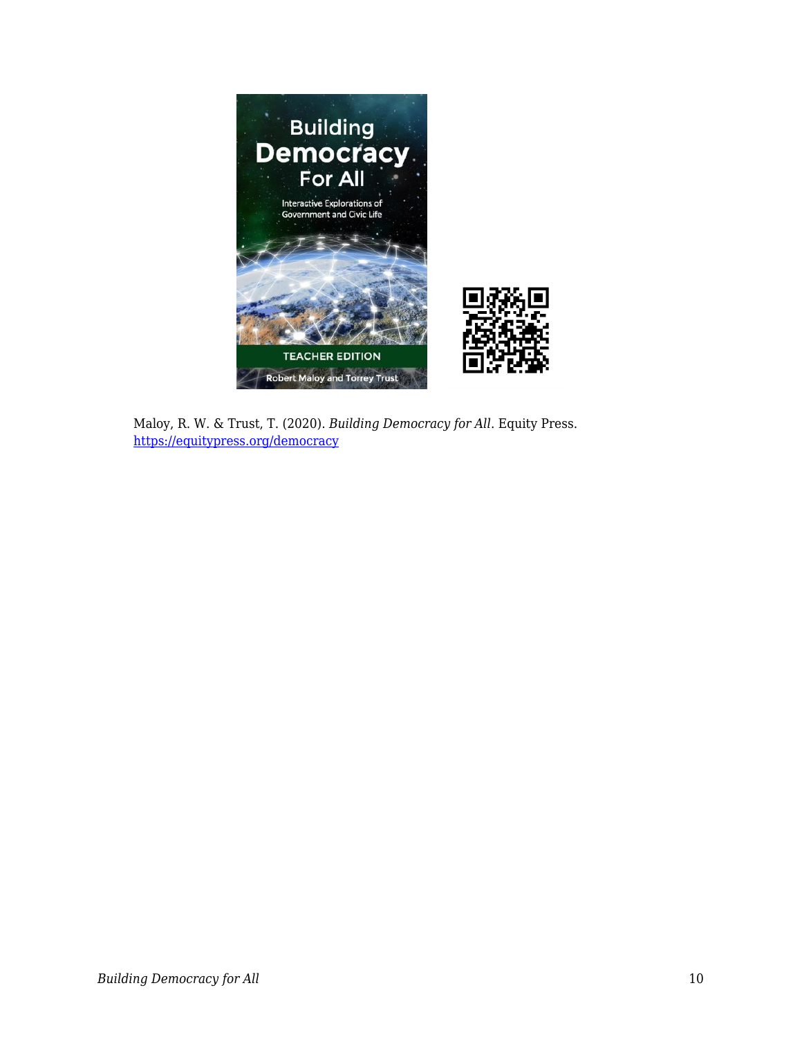Maloy, R. W. & Trust, T. (2020). *Building Democracy for All*. Equity Press. https://equitypress.org/democracy